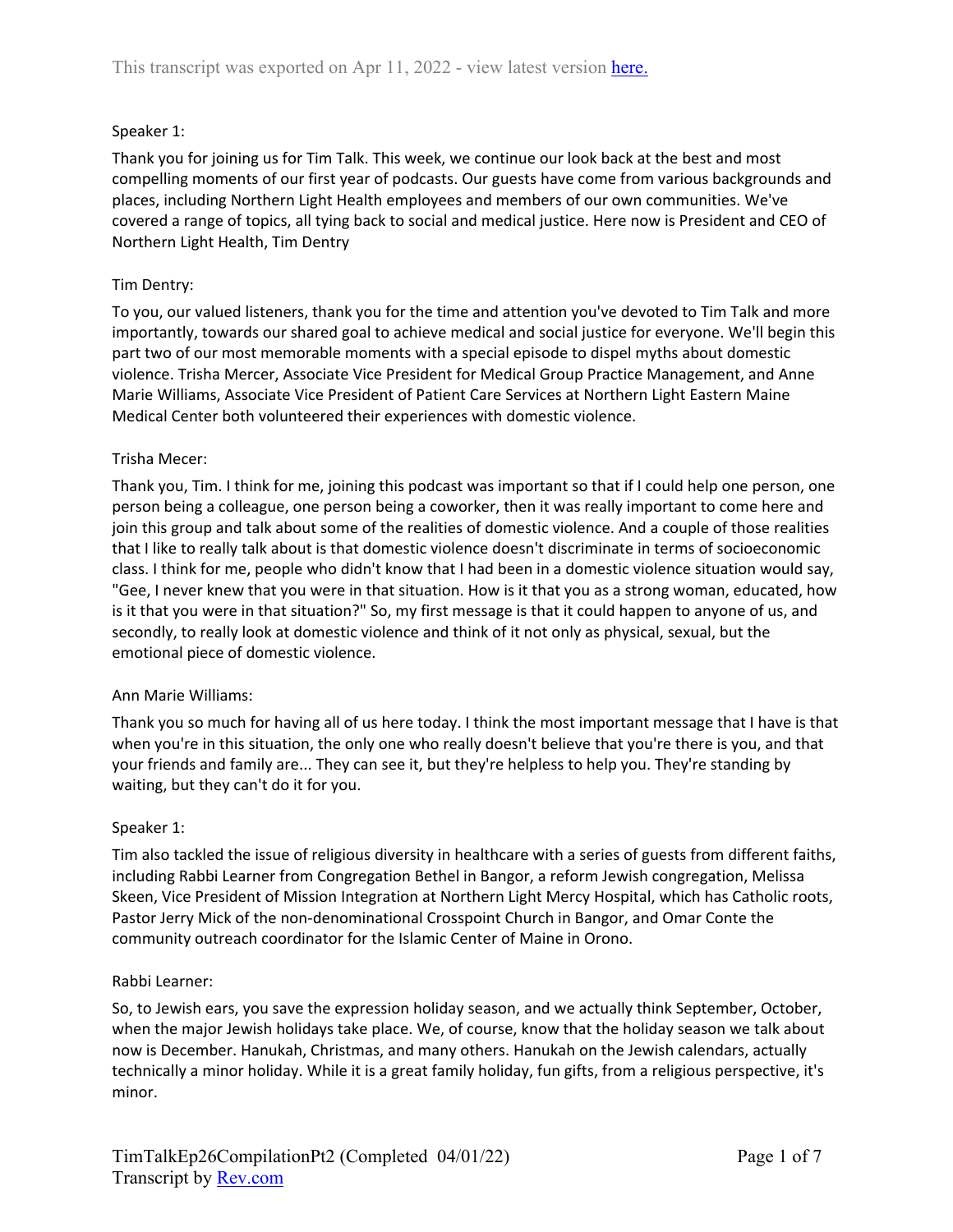This transcript was exported on Apr 11, 2022 - view latest version [here.](#)

Speaker 1:

Thank you for joining us for Tim Talk. This week, we continue our look back at the best and most compelling moments of our first year of podcasts. Our guests have come from various backgrounds and places, including Northern Light Health employees and members of our own communities. We've covered a range of topics, all tying back to social and medical justice. Here now is President and CEO of Northern Light Health, Tim Dentry

Tim Dentry:

To you, our valued listeners, thank you for the time and attention you've devoted to Tim Talk and more importantly, towards our shared goal to achieve medical and social justice for everyone. We'll begin this part two of our most memorable moments with a special episode to dispel myths about domestic violence. Trisha Mercer, Associate Vice President for Medical Group Practice Management, and Anne Marie Williams, Associate Vice President of Patient Care Services at Northern Light Eastern Maine Medical Center both volunteered their experiences with domestic violence.

Trisha Mecer:

Thank you, Tim. I think for me, joining this podcast was important so that if I could help one person, one person being a colleague, one person being a coworker, then it was really important to come here and join this group and talk about some of the realities of domestic violence. And a couple of those realities that I like to really talk about is that domestic violence doesn't discriminate in terms of socioeconomic class. I think for me, people who didn't know that I had been in a domestic violence situation would say, "Gee, I never knew that you were in that situation. How is it that you as a strong woman, educated, how is it that you were in that situation?" So, my first message is that it could happen to anyone of us, and secondly, to really look at domestic violence and think of it not only as physical, sexual, but the emotional piece of domestic violence.

Ann Marie Williams:

Thank you so much for having all of us here today. I think the most important message that I have is that when you're in this situation, the only one who really doesn't believe that you're there is you, and that your friends and family are... They can see it, but they're helpless to help you. They're standing by waiting, but they can't do it for you.

Speaker 1:

Tim also tackled the issue of religious diversity in healthcare with a series of guests from different faiths, including Rabbi Learner from Congregation Bethel in Bangor, a reform Jewish congregation, Melissa Skeen, Vice President of Mission Integration at Northern Light Mercy Hospital, which has Catholic roots, Pastor Jerry Mick of the non-denominational Crosspoint Church in Bangor, and Omar Conte the community outreach coordinator for the Islamic Center of Maine in Orono.

Rabbi Learner:

So, to Jewish ears, you save the expression holiday season, and we actually think September, October, when the major Jewish holidays take place. We, of course, know that the holiday season we talk about now is December. Hanukah, Christmas, and many others. Hanukah on the Jewish calendars, actually technically a minor holiday. While it is a great family holiday, fun gifts, from a religious perspective, it's minor.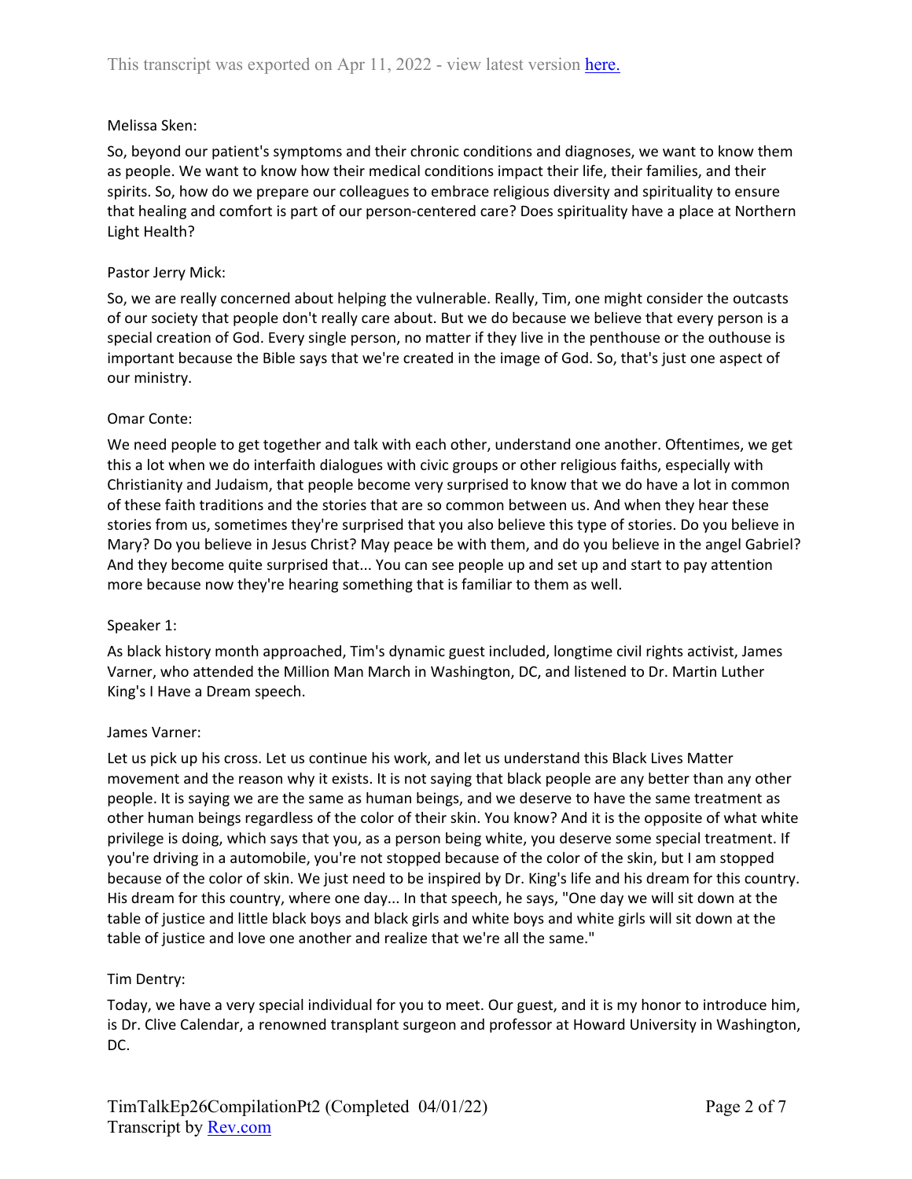Melissa Sken:

So, beyond our patient's symptoms and their chronic conditions and diagnoses, we want to know them as people. We want to know how their medical conditions impact their life, their families, and their spirits. So, how do we prepare our colleagues to embrace religious diversity and spirituality to ensure that healing and comfort is part of our person-centered care? Does spirituality have a place at Northern Light Health?

Pastor Jerry Mick:

So, we are really concerned about helping the vulnerable. Really, Tim, one might consider the outcasts of our society that people don't really care about. But we do because we believe that every person is a special creation of God. Every single person, no matter if they live in the penthouse or the outhouse is important because the Bible says that we're created in the image of God. So, that's just one aspect of our ministry.

Omar Conte:

We need people to get together and talk with each other, understand one another. Oftentimes, we get this a lot when we do interfaith dialogues with civic groups or other religious faiths, especially with Christianity and Judaism, that people become very surprised to know that we do have a lot in common of these faith traditions and the stories that are so common between us. And when they hear these stories from us, sometimes they're surprised that you also believe this type of stories. Do you believe in Mary? Do you believe in Jesus Christ? May peace be with them, and do you believe in the angel Gabriel? And they become quite surprised that... You can see people up and set up and start to pay attention more because now they're hearing something that is familiar to them as well.

Speaker 1:

As black history month approached, Tim's dynamic guest included, longtime civil rights activist, James Varner, who attended the Million Man March in Washington, DC, and listened to Dr. Martin Luther King's I Have a Dream speech.

James Varner:

Let us pick up his cross. Let us continue his work, and let us understand this Black Lives Matter movement and the reason why it exists. It is not saying that black people are any better than any other people. It is saying we are the same as human beings, and we deserve to have the same treatment as other human beings regardless of the color of their skin. You know? And it is the opposite of what white privilege is doing, which says that you, as a person being white, you deserve some special treatment. If you're driving in a automobile, you're not stopped because of the color of the skin, but I am stopped because of the color of skin. We just need to be inspired by Dr. King's life and his dream for this country. His dream for this country, where one day... In that speech, he says, "One day we will sit down at the table of justice and little black boys and black girls and white boys and white girls will sit down at the table of justice and love one another and realize that we're all the same."

Tim Dentry:

Today, we have a very special individual for you to meet. Our guest, and it is my honor to introduce him, is Dr. Clive Calendar, a renowned transplant surgeon and professor at Howard University in Washington, DC.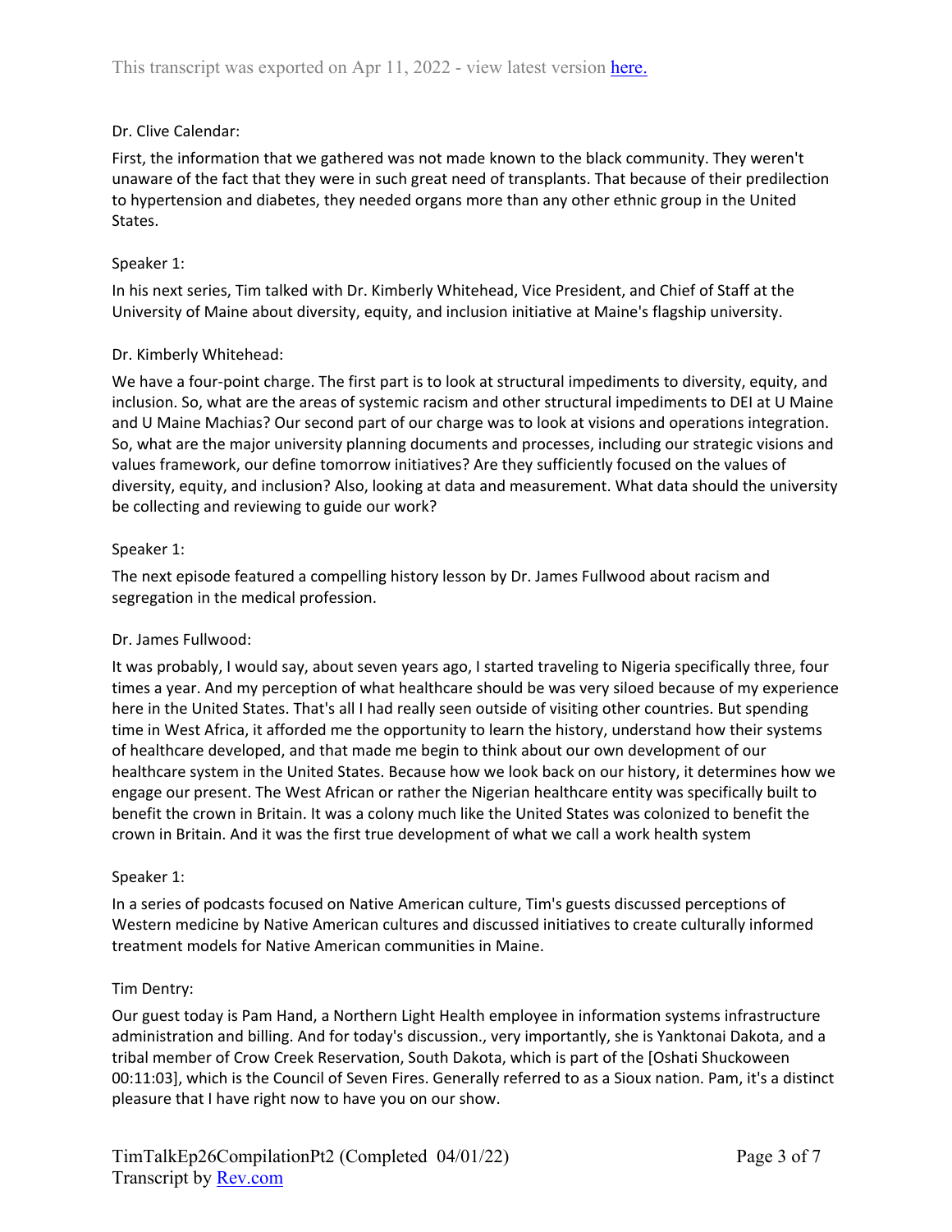Dr. Clive Calendar:

First, the information that we gathered was not made known to the black community. They weren't unaware of the fact that they were in such great need of transplants. That because of their predilection to hypertension and diabetes, they needed organs more than any other ethnic group in the United States.

Speaker 1:

In his next series, Tim talked with Dr. Kimberly Whitehead, Vice President, and Chief of Staff at the University of Maine about diversity, equity, and inclusion initiative at Maine's flagship university.

Dr. Kimberly Whitehead:

We have a four-point charge. The first part is to look at structural impediments to diversity, equity, and inclusion. So, what are the areas of systemic racism and other structural impediments to DEI at U Maine and U Maine Machias? Our second part of our charge was to look at visions and operations integration. So, what are the major university planning documents and processes, including our strategic visions and values framework, our define tomorrow initiatives? Are they sufficiently focused on the values of diversity, equity, and inclusion? Also, looking at data and measurement. What data should the university be collecting and reviewing to guide our work?

Speaker 1:

The next episode featured a compelling history lesson by Dr. James Fullwood about racism and segregation in the medical profession.

Dr. James Fullwood:

It was probably, I would say, about seven years ago, I started traveling to Nigeria specifically three, four times a year. And my perception of what healthcare should be was very siloed because of my experience here in the United States. That's all I had really seen outside of visiting other countries. But spending time in West Africa, it afforded me the opportunity to learn the history, understand how their systems of healthcare developed, and that made me begin to think about our own development of our healthcare system in the United States. Because how we look back on our history, it determines how we engage our present. The West African or rather the Nigerian healthcare entity was specifically built to benefit the crown in Britain. It was a colony much like the United States was colonized to benefit the crown in Britain. And it was the first true development of what we call a work health system

Speaker 1:

In a series of podcasts focused on Native American culture, Tim's guests discussed perceptions of Western medicine by Native American cultures and discussed initiatives to create culturally informed treatment models for Native American communities in Maine.

Tim Dentry:

Our guest today is Pam Hand, a Northern Light Health employee in information systems infrastructure administration and billing. And for today's discussion., very importantly, she is Yanktonai Dakota, and a tribal member of Crow Creek Reservation, South Dakota, which is part of the [Oshati Shuckoween 00:11:03], which is the Council of Seven Fires. Generally referred to as a Sioux nation. Pam, it's a distinct pleasure that I have right now to have you on our show.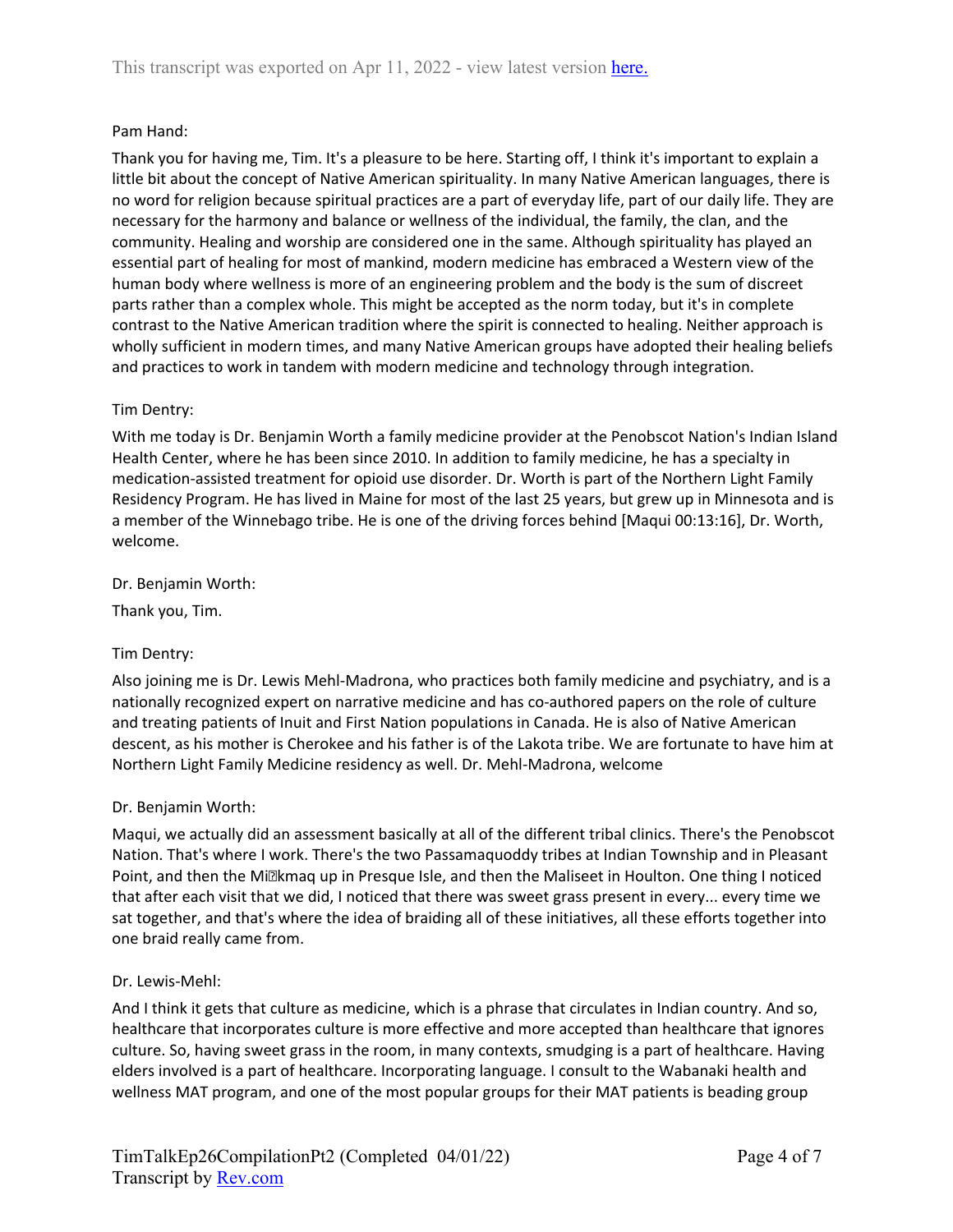Pam Hand:

Thank you for having me, Tim. It's a pleasure to be here. Starting off, I think it's important to explain a little bit about the concept of Native American spirituality. In many Native American languages, there is no word for religion because spiritual practices are a part of everyday life, part of our daily life. They are necessary for the harmony and balance or wellness of the individual, the family, the clan, and the community. Healing and worship are considered one in the same. Although spirituality has played an essential part of healing for most of mankind, modern medicine has embraced a Western view of the human body where wellness is more of an engineering problem and the body is the sum of discreet parts rather than a complex whole. This might be accepted as the norm today, but it's in complete contrast to the Native American tradition where the spirit is connected to healing. Neither approach is wholly sufficient in modern times, and many Native American groups have adopted their healing beliefs and practices to work in tandem with modern medicine and technology through integration.

Tim Dentry:

With me today is Dr. Benjamin Worth a family medicine provider at the Penobscot Nation's Indian Island Health Center, where he has been since 2010. In addition to family medicine, he has a specialty in medication-assisted treatment for opioid use disorder. Dr. Worth is part of the Northern Light Family Residency Program. He has lived in Maine for most of the last 25 years, but grew up in Minnesota and is a member of the Winnebago tribe. He is one of the driving forces behind [Maqui 00:13:16], Dr. Worth, welcome.

Dr. Benjamin Worth:

Thank you, Tim.

Tim Dentry:

Also joining me is Dr. Lewis Mehl-Madrona, who practices both family medicine and psychiatry, and is a nationally recognized expert on narrative medicine and has co-authored papers on the role of culture and treating patients of Inuit and First Nation populations in Canada. He is also of Native American descent, as his mother is Cherokee and his father is of the Lakota tribe. We are fortunate to have him at Northern Light Family Medicine residency as well. Dr. Mehl-Madrona, welcome

Dr. Benjamin Worth:

Maqui, we actually did an assessment basically at all of the different tribal clinics. There's the Penobscot Nation. That's where I work. There's the two Passamaquoddy tribes at Indian Township and in Pleasant Point, and then the Mi�kmaq up in Presque Isle, and then the Maliseet in Houlton. One thing I noticed that after each visit that we did, I noticed that there was sweet grass present in every... every time we sat together, and that's where the idea of braiding all of these initiatives, all these efforts together into one braid really came from.

Dr. Lewis-Mehl:

And I think it gets that culture as medicine, which is a phrase that circulates in Indian country. And so, healthcare that incorporates culture is more effective and more accepted than healthcare that ignores culture. So, having sweet grass in the room, in many contexts, smudging is a part of healthcare. Having elders involved is a part of healthcare. Incorporating language. I consult to the Wabanaki health and wellness MAT program, and one of the most popular groups for their MAT patients is beading group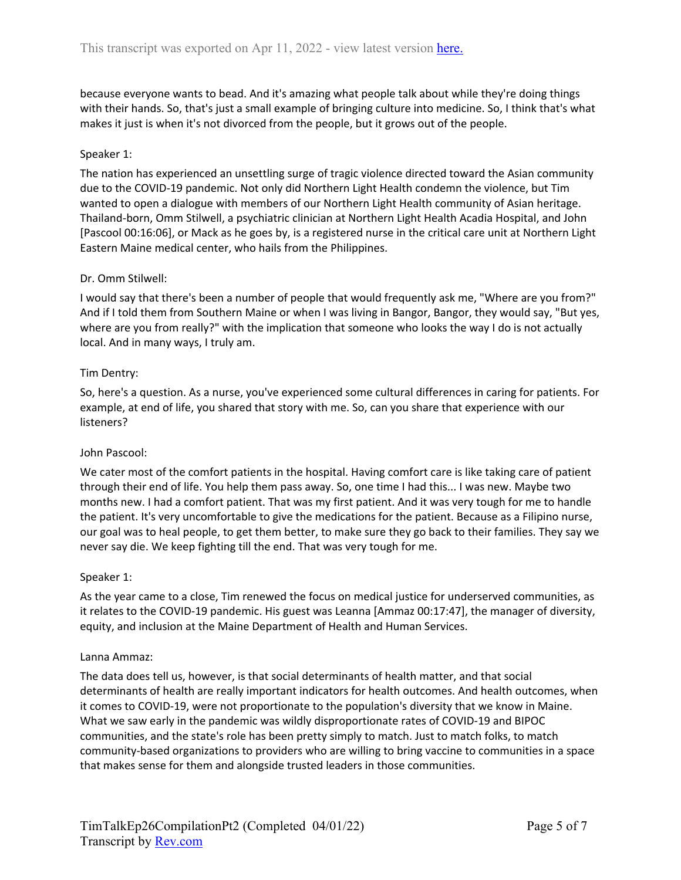because everyone wants to bead. And it's amazing what people talk about while they're doing things with their hands. So, that's just a small example of bringing culture into medicine. So, I think that's what makes it just is when it's not divorced from the people, but it grows out of the people.

Speaker 1:

The nation has experienced an unsettling surge of tragic violence directed toward the Asian community due to the COVID-19 pandemic. Not only did Northern Light Health condemn the violence, but Tim wanted to open a dialogue with members of our Northern Light Health community of Asian heritage. Thailand-born, Omm Stilwell, a psychiatric clinician at Northern Light Health Acadia Hospital, and John [Pascool 00:16:06], or Mack as he goes by, is a registered nurse in the critical care unit at Northern Light Eastern Maine medical center, who hails from the Philippines.

Dr. Omm Stilwell:

I would say that there's been a number of people that would frequently ask me, "Where are you from?" And if I told them from Southern Maine or when I was living in Bangor, Bangor, they would say, "But yes, where are you from really?" with the implication that someone who looks the way I do is not actually local. And in many ways, I truly am.

Tim Dentry:

So, here's a question. As a nurse, you've experienced some cultural differences in caring for patients. For example, at end of life, you shared that story with me. So, can you share that experience with our listeners?

John Pascool:

We cater most of the comfort patients in the hospital. Having comfort care is like taking care of patient through their end of life. You help them pass away. So, one time I had this... I was new. Maybe two months new. I had a comfort patient. That was my first patient. And it was very tough for me to handle the patient. It's very uncomfortable to give the medications for the patient. Because as a Filipino nurse, our goal was to heal people, to get them better, to make sure they go back to their families. They say we never say die. We keep fighting till the end. That was very tough for me.

Speaker 1:

As the year came to a close, Tim renewed the focus on medical justice for underserved communities, as it relates to the COVID-19 pandemic. His guest was Leanna [Ammaz 00:17:47], the manager of diversity, equity, and inclusion at the Maine Department of Health and Human Services.

Lanna Ammaz:

The data does tell us, however, is that social determinants of health matter, and that social determinants of health are really important indicators for health outcomes. And health outcomes, when it comes to COVID-19, were not proportionate to the population's diversity that we know in Maine. What we saw early in the pandemic was wildly disproportionate rates of COVID-19 and BIPOC communities, and the state's role has been pretty simply to match. Just to match folks, to match community-based organizations to providers who are willing to bring vaccine to communities in a space that makes sense for them and alongside trusted leaders in those communities.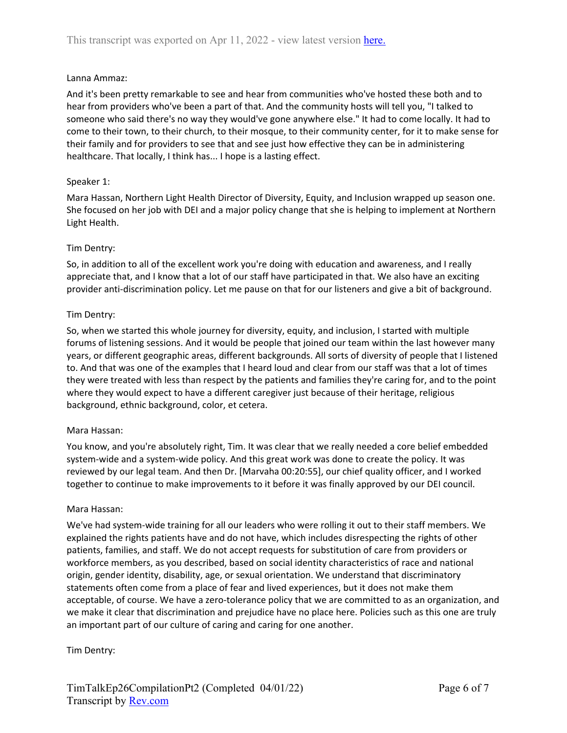Lanna Ammaz:

And it's been pretty remarkable to see and hear from communities who've hosted these both and to hear from providers who've been a part of that. And the community hosts will tell you, "I talked to someone who said there's no way they would've gone anywhere else." It had to come locally. It had to come to their town, to their church, to their mosque, to their community center, for it to make sense for their family and for providers to see that and see just how effective they can be in administering healthcare. That locally, I think has... I hope is a lasting effect.

Speaker 1:

Mara Hassan, Northern Light Health Director of Diversity, Equity, and Inclusion wrapped up season one. She focused on her job with DEI and a major policy change that she is helping to implement at Northern Light Health.

Tim Dentry:

So, in addition to all of the excellent work you're doing with education and awareness, and I really appreciate that, and I know that a lot of our staff have participated in that. We also have an exciting provider anti-discrimination policy. Let me pause on that for our listeners and give a bit of background.

Tim Dentry:

So, when we started this whole journey for diversity, equity, and inclusion, I started with multiple forums of listening sessions. And it would be people that joined our team within the last however many years, or different geographic areas, different backgrounds. All sorts of diversity of people that I listened to. And that was one of the examples that I heard loud and clear from our staff was that a lot of times they were treated with less than respect by the patients and families they're caring for, and to the point where they would expect to have a different caregiver just because of their heritage, religious background, ethnic background, color, et cetera.

Mara Hassan:

You know, and you're absolutely right, Tim. It was clear that we really needed a core belief embedded system-wide and a system-wide policy. And this great work was done to create the policy. It was reviewed by our legal team. And then Dr. [Marvaha 00:20:55], our chief quality officer, and I worked together to continue to make improvements to it before it was finally approved by our DEI council.

Mara Hassan:

We've had system-wide training for all our leaders who were rolling it out to their staff members. We explained the rights patients have and do not have, which includes disrespecting the rights of other patients, families, and staff. We do not accept requests for substitution of care from providers or workforce members, as you described, based on social identity characteristics of race and national origin, gender identity, disability, age, or sexual orientation. We understand that discriminatory statements often come from a place of fear and lived experiences, but it does not make them acceptable, of course. We have a zero-tolerance policy that we are committed to as an organization, and we make it clear that discrimination and prejudice have no place here. Policies such as this one are truly an important part of our culture of caring and caring for one another.

Tim Dentry: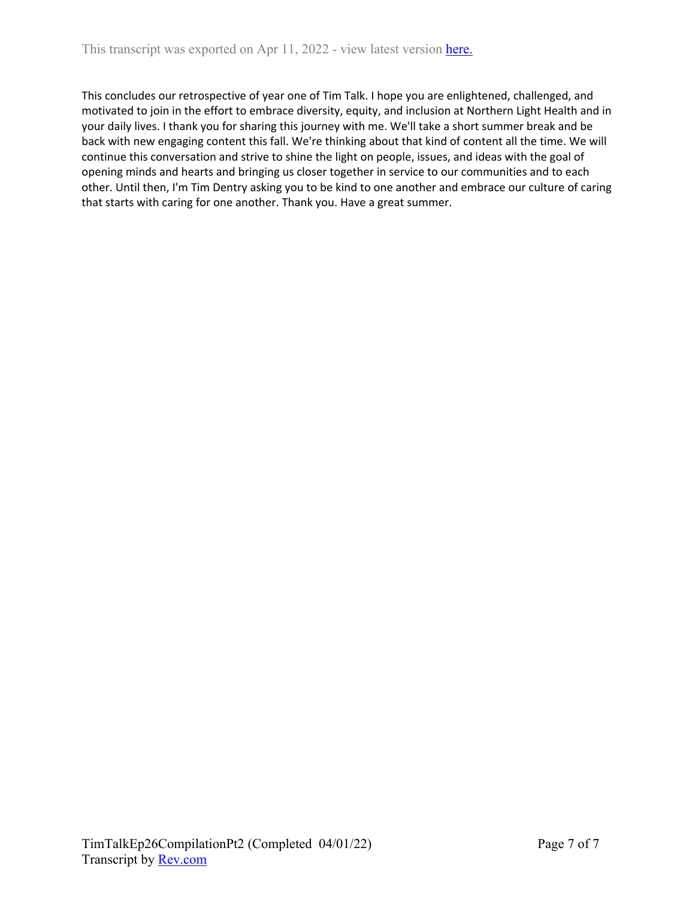This concludes our retrospective of year one of Tim Talk. I hope you are enlightened, challenged, and motivated to join in the effort to embrace diversity, equity, and inclusion at Northern Light Health and in your daily lives. I thank you for sharing this journey with me. We'll take a short summer break and be back with new engaging content this fall. We're thinking about that kind of content all the time. We will continue this conversation and strive to shine the light on people, issues, and ideas with the goal of opening minds and hearts and bringing us closer together in service to our communities and to each other. Until then, I'm Tim Dentry asking you to be kind to one another and embrace our culture of caring that starts with caring for one another. Thank you. Have a great summer.